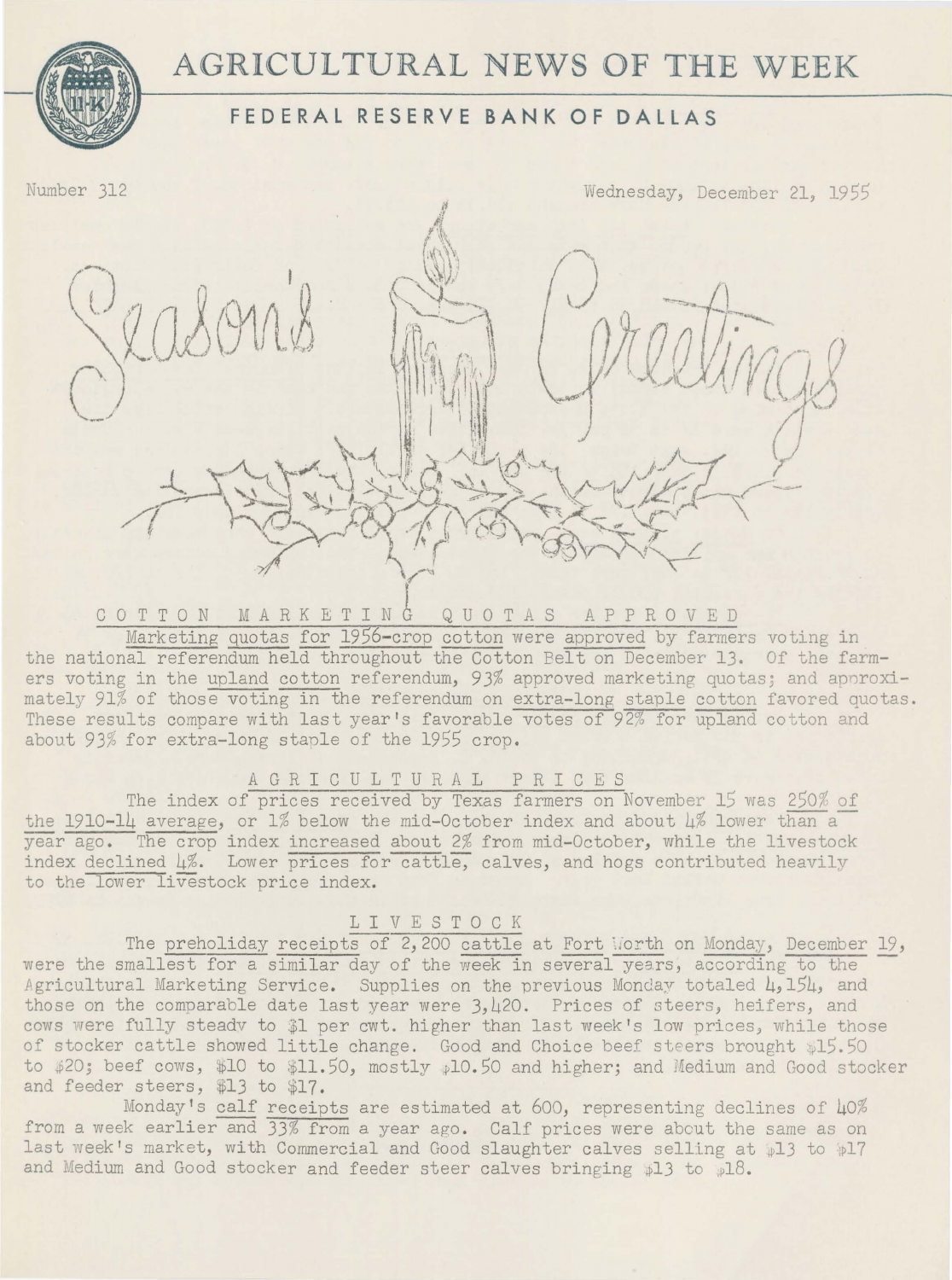# AGRICULTURAL NEWS OF THE WEEK

## FEDERAL RESERVE BANK OF DALLAS

Number 312 Wednesday, December 21, 1955

Season's Greetings

### COTTON MARKETING QUOTAS APPROVED

Marketing quotas for 1956-crop cotton were approved by farmers voting in the national referendum held throughout the Cotton Belt on December 13. Of the farmers voting in the upland cotton referendum, 93% approved marketing quotas; and approximately 91% of those voting in the referendum on extra-long staple cotton favored quotas. These results compare with last year's favorable votes of 92% for upland cotton and about 93% for extra-long staple of the 1955 crop.

### AGRICULTURAL PRICES

The index of prices received by Texas farmers on November 15 was 250% of the 1910-14 average, or 1% below the mid-October index and about 4% lower than a year ago. The crop index increased about 2% from mid-October, while the livestock index declined 4%. Lower prices for cattle, calves, and hogs contributed heavily to the lower livestock price index.

### LIVESTOCK

The preholiday receipts of 2,200 cattle at Fort Worth on Monday, December 19, were the smallest for a similar day of the week in several years, according to the Agricultural Marketing Service. Supplies on the previous Monday totaled 4,154, and those on the comparable date last year were 3,420. Prices of steers, heifers, and cows were fully steady to $1 per cwt. higher than last week's low prices, while those of stocker cattle showed little change. Good and Choice beef steers brought $15.50 to $20; beef cows, $10 to $11.50, mostly $10.50 and higher; and Medium and Good stocker and feeder steers, $13 to $17.

Monday's calf receipts are estimated at 600, representing declines of 40% from a week earlier and 33% from a year ago. Calf prices were about the same as on last week's market, with Commercial and Good slaughter calves selling at $13 to $17 and Medium and Good stocker and feeder steer calves bringing $13 to $18.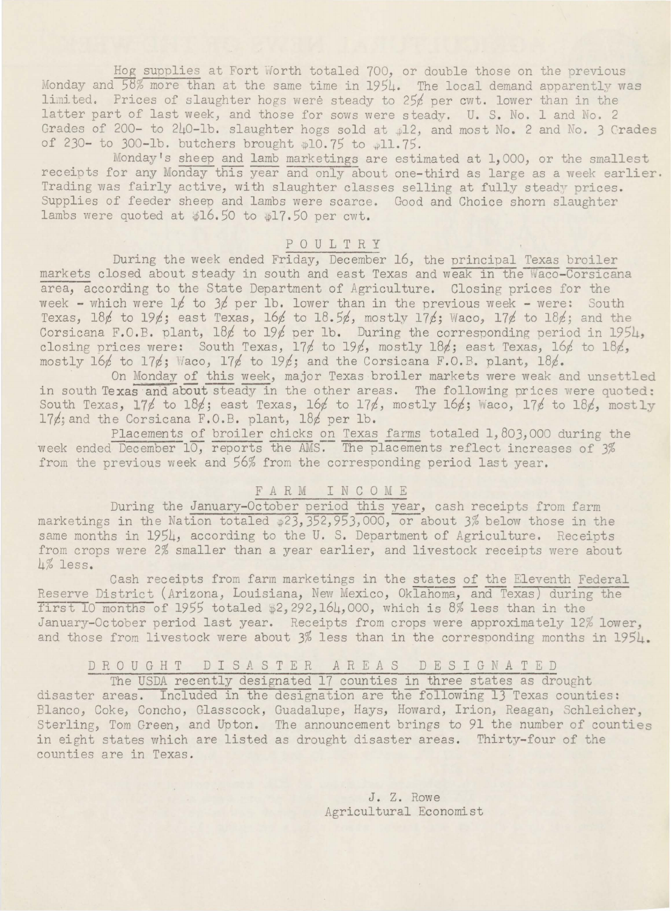Hog supplies at Fort Worth totaled 700, or double those on the previous Monday and 58% more than at the same time in 1954. The local demand apparently was limited. Prices of slaughter hogs were steady to 25¢ per cwt. lower than in the latter part of last week, and those for sows were steady. U. S. No. 1 and No. 2 Grades of 200- to 240-lb. slaughter hogs sold at $12, and most No. 2 and No. 3 Grades of 230- to 300-lb. butchers brought $10.75 to $11.75.

Monday's sheep and lamb marketings are estimated at 1,000, or the smallest receipts for any Monday this year and only about one-third as large as a week earlier. Trading was fairly active, with slaughter classes selling at fully steady prices. Supplies of feeder sheep and lambs were scarce. Good and Choice shorn slaughter lambs were quoted at $16.50 to $17.50 per cwt.

## POULTRY

During the week ended Friday, December 16, the principal Texas broiler markets closed about steady in south and east Texas and weak in the Waco-Corsicana area, according to the State Department of Agriculture. Closing prices for the week - which were 1¢ to 3¢ per lb. lower than in the previous week - were: South Texas, 18¢ to 19¢; east Texas, 16¢ to 18.5¢, mostly 17¢; Waco, 17¢ to 18¢; and the Corsicana F.O.B. plant, 18¢ to 19¢ per lb. During the corresponding period in 1954, closing prices were: South Texas, 17¢ to 19¢, mostly 18¢; east Texas, 16¢ to 18¢, mostly 16¢ to 17¢; Waco, 17¢ to 19¢; and the Corsicana F.O.B. plant, 18¢.

On Monday of this week, major Texas broiler markets were weak and unsettled in south Texas and about steady in the other areas. The following prices were quoted: South Texas, 17¢ to 18¢; east Texas, 16¢ to 17¢, mostly 16¢; Waco, 17¢ to 18¢, mostly 17¢; and the Corsicana F.O.B. plant, 18¢ per lb.

Placements of broiler chicks on Texas farms totaled 1,803,000 during the week ended December 10, reports the AMS. The placements reflect increases of 3% from the previous week and 56% from the corresponding period last year.

## FARM INCOME

During the January-October period this year, cash receipts from farm marketings in the Nation totaled $23,352,953,000, or about 3% below those in the same months in 1954, according to the U. S. Department of Agriculture. Receipts from crops were 2% smaller than a year earlier, and livestock receipts were about 4% less.

Cash receipts from farm marketings in the states of the Eleventh Federal Reserve District (Arizona, Louisiana, New Mexico, Oklahoma, and Texas) during the first 10 months of 1955 totaled $2,292,164,000, which is 8% less than in the January-October period last year. Receipts from crops were approximately 12% lower, and those from livestock were about 3% less than in the corresponding months in 1954.

## DROUGHT DISASTER AREAS DESIGNATED

The USDA recently designated 17 counties in three states as drought disaster areas. Included in the designation are the following 13 Texas counties: Blanco, Coke, Concho, Glasscock, Guadalupe, Hays, Howard, Irion, Reagan, Schleicher, Sterling, Tom Green, and Upton. The announcement brings to 91 the number of counties in eight states which are listed as drought disaster areas. Thirty-four of the counties are in Texas.

J. Z. Rowe
Agricultural Economist